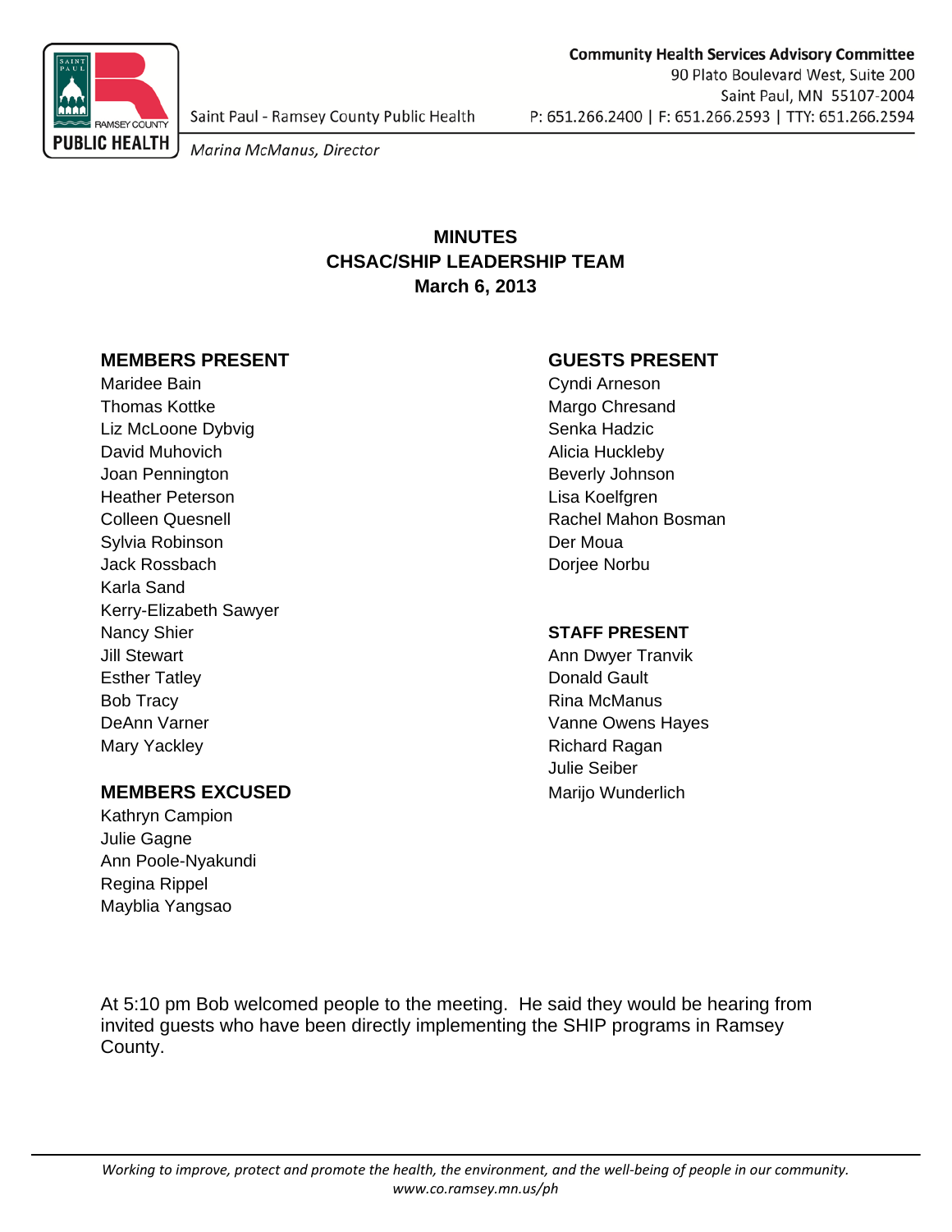Saint Paul - Ramsey County Public Health

*Marina McManus, Director*

**Community Health Services Advisory Committee**
90 Plato Boulevard West, Suite 200
Saint Paul, MN 55107-2004
P: 651.266.2400 | F: 651.266.2593 | TTY: 651.266.2594

# MINUTES
# CHSAC/SHIP LEADERSHIP TEAM
# March 6, 2013

## MEMBERS PRESENT

Maridee Bain
Thomas Kottke
Liz McLoone Dybvig
David Muhovich
Joan Pennington
Heather Peterson
Colleen Quesnell
Sylvia Robinson
Jack Rossbach
Karla Sand
Kerry-Elizabeth Sawyer
Nancy Shier
Jill Stewart
Esther Tatley
Bob Tracy
DeAnn Varner
Mary Yackley

## MEMBERS EXCUSED

Kathryn Campion
Julie Gagne
Ann Poole-Nyakundi
Regina Rippel
Mayblia Yangsao

## GUESTS PRESENT

Cyndi Arneson
Margo Chresand
Senka Hadzic
Alicia Huckleby
Beverly Johnson
Lisa Koelfgren
Rachel Mahon Bosman
Der Moua
Dorjee Norbu

## STAFF PRESENT

Ann Dwyer Tranvik
Donald Gault
Rina McManus
Vanne Owens Hayes
Richard Ragan
Julie Seiber
Marijo Wunderlich

At 5:10 pm Bob welcomed people to the meeting. He said they would be hearing from invited guests who have been directly implementing the SHIP programs in Ramsey County.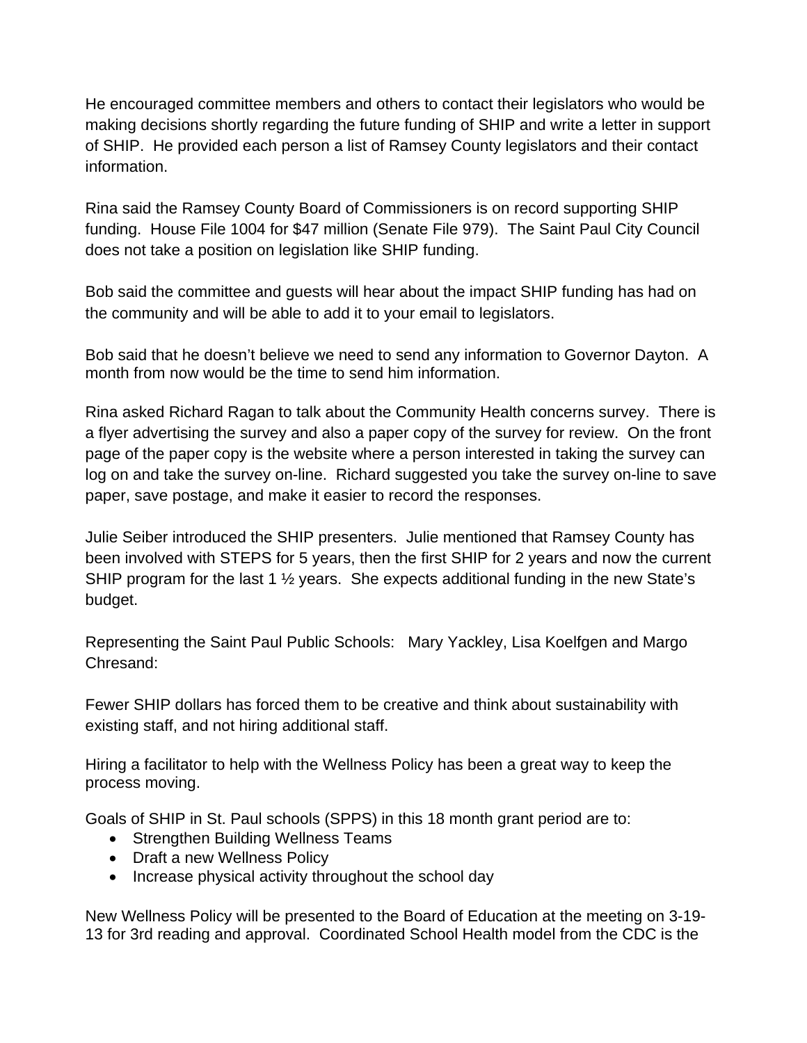He encouraged committee members and others to contact their legislators who would be making decisions shortly regarding the future funding of SHIP and write a letter in support of SHIP. He provided each person a list of Ramsey County legislators and their contact information.

Rina said the Ramsey County Board of Commissioners is on record supporting SHIP funding. House File 1004 for $47 million (Senate File 979). The Saint Paul City Council does not take a position on legislation like SHIP funding.

Bob said the committee and guests will hear about the impact SHIP funding has had on the community and will be able to add it to your email to legislators.

Bob said that he doesn't believe we need to send any information to Governor Dayton. A month from now would be the time to send him information.

Rina asked Richard Ragan to talk about the Community Health concerns survey. There is a flyer advertising the survey and also a paper copy of the survey for review. On the front page of the paper copy is the website where a person interested in taking the survey can log on and take the survey on-line. Richard suggested you take the survey on-line to save paper, save postage, and make it easier to record the responses.

Julie Seiber introduced the SHIP presenters. Julie mentioned that Ramsey County has been involved with STEPS for 5 years, then the first SHIP for 2 years and now the current SHIP program for the last 1 ½ years. She expects additional funding in the new State's budget.

Representing the Saint Paul Public Schools: Mary Yackley, Lisa Koelfgen and Margo Chresand:

Fewer SHIP dollars has forced them to be creative and think about sustainability with existing staff, and not hiring additional staff.

Hiring a facilitator to help with the Wellness Policy has been a great way to keep the process moving.

Goals of SHIP in St. Paul schools (SPPS) in this 18 month grant period are to:

- Strengthen Building Wellness Teams
- Draft a new Wellness Policy
- Increase physical activity throughout the school day

New Wellness Policy will be presented to the Board of Education at the meeting on 3-19-13 for 3rd reading and approval. Coordinated School Health model from the CDC is the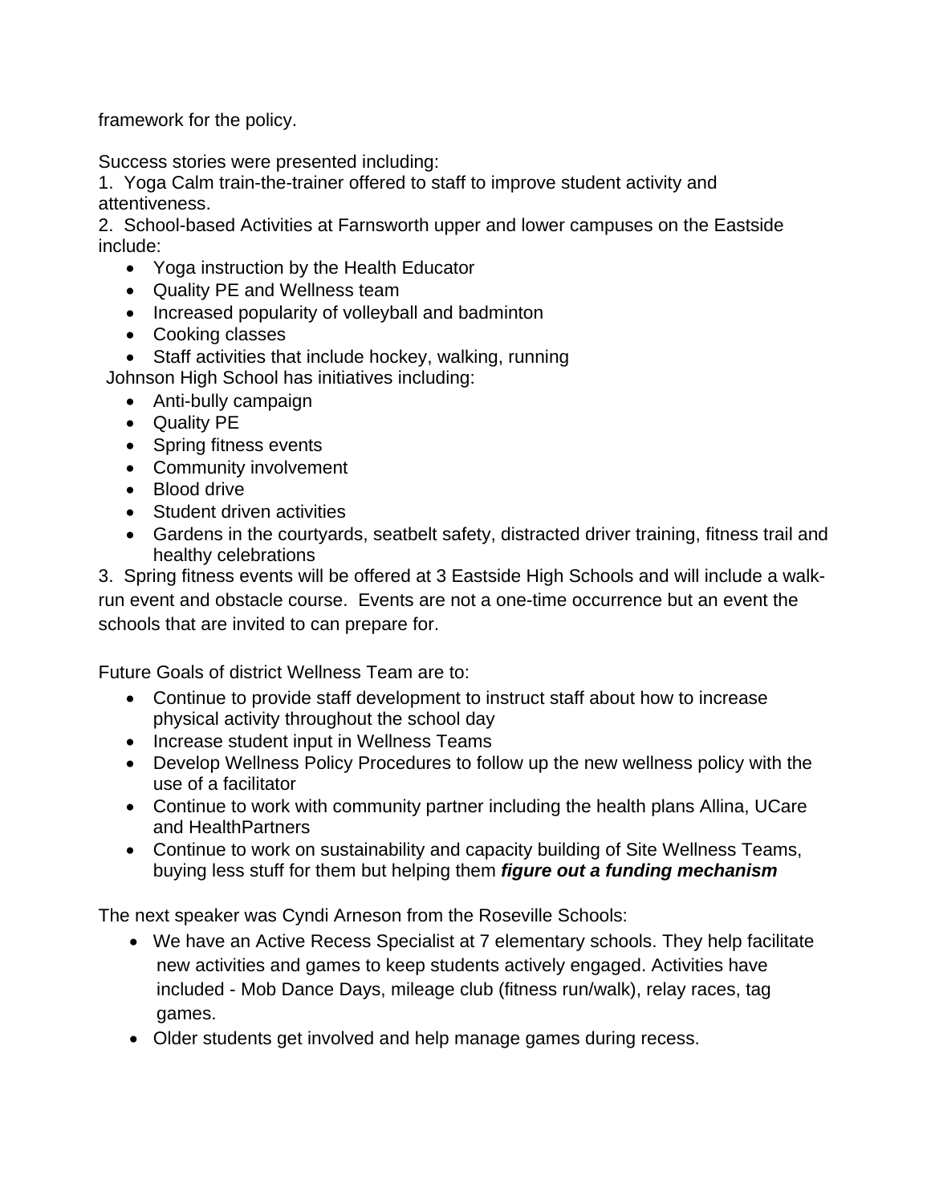framework for the policy.

Success stories were presented including:

1. Yoga Calm train-the-trainer offered to staff to improve student activity and attentiveness.
2. School-based Activities at Farnsworth upper and lower campuses on the Eastside include:
   - Yoga instruction by the Health Educator
   - Quality PE and Wellness team
   - Increased popularity of volleyball and badminton
   - Cooking classes
   - Staff activities that include hockey, walking, running

   Johnson High School has initiatives including:
   - Anti-bully campaign
   - Quality PE
   - Spring fitness events
   - Community involvement
   - Blood drive
   - Student driven activities
   - Gardens in the courtyards, seatbelt safety, distracted driver training, fitness trail and healthy celebrations
3. Spring fitness events will be offered at 3 Eastside High Schools and will include a walk-run event and obstacle course. Events are not a one-time occurrence but an event the schools that are invited to can prepare for.

Future Goals of district Wellness Team are to:

- Continue to provide staff development to instruct staff about how to increase physical activity throughout the school day
- Increase student input in Wellness Teams
- Develop Wellness Policy Procedures to follow up the new wellness policy with the use of a facilitator
- Continue to work with community partner including the health plans Allina, UCare and HealthPartners
- Continue to work on sustainability and capacity building of Site Wellness Teams, buying less stuff for them but helping them ***figure out a funding mechanism***

The next speaker was Cyndi Arneson from the Roseville Schools:

- We have an Active Recess Specialist at 7 elementary schools. They help facilitate new activities and games to keep students actively engaged. Activities have included - Mob Dance Days, mileage club (fitness run/walk), relay races, tag games.
- Older students get involved and help manage games during recess.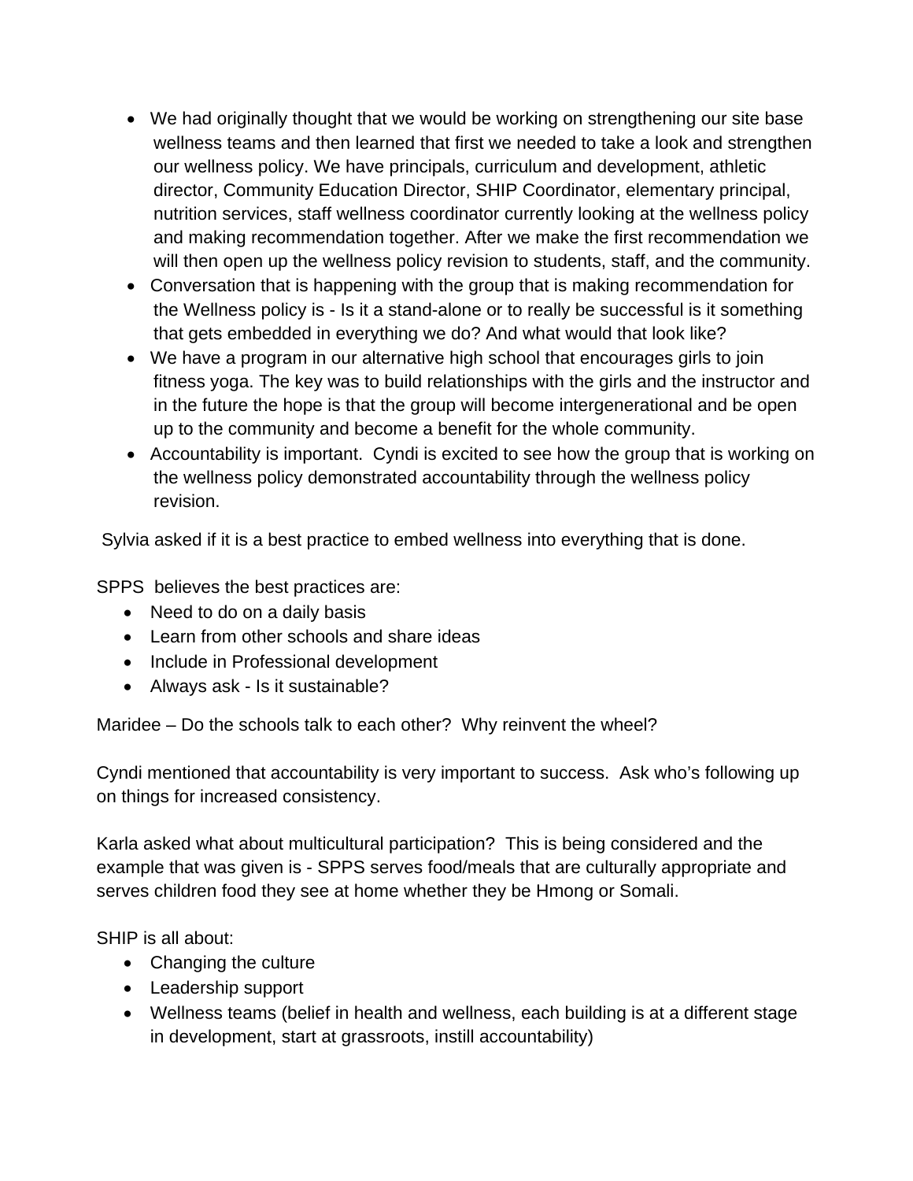- We had originally thought that we would be working on strengthening our site base wellness teams and then learned that first we needed to take a look and strengthen our wellness policy. We have principals, curriculum and development, athletic director, Community Education Director, SHIP Coordinator, elementary principal, nutrition services, staff wellness coordinator currently looking at the wellness policy and making recommendation together. After we make the first recommendation we will then open up the wellness policy revision to students, staff, and the community.
- Conversation that is happening with the group that is making recommendation for the Wellness policy is - Is it a stand-alone or to really be successful is it something that gets embedded in everything we do? And what would that look like?
- We have a program in our alternative high school that encourages girls to join fitness yoga. The key was to build relationships with the girls and the instructor and in the future the hope is that the group will become intergenerational and be open up to the community and become a benefit for the whole community.
- Accountability is important. Cyndi is excited to see how the group that is working on the wellness policy demonstrated accountability through the wellness policy revision.

Sylvia asked if it is a best practice to embed wellness into everything that is done.

SPPS believes the best practices are:

- Need to do on a daily basis
- Learn from other schools and share ideas
- Include in Professional development
- Always ask - Is it sustainable?

Maridee – Do the schools talk to each other? Why reinvent the wheel?

Cyndi mentioned that accountability is very important to success. Ask who's following up on things for increased consistency.

Karla asked what about multicultural participation? This is being considered and the example that was given is - SPPS serves food/meals that are culturally appropriate and serves children food they see at home whether they be Hmong or Somali.

SHIP is all about:

- Changing the culture
- Leadership support
- Wellness teams (belief in health and wellness, each building is at a different stage in development, start at grassroots, instill accountability)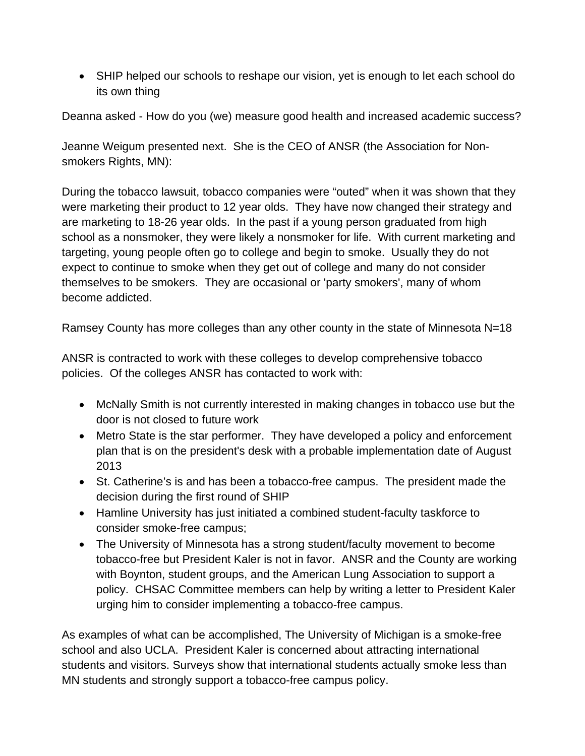- SHIP helped our schools to reshape our vision, yet is enough to let each school do its own thing

Deanna asked - How do you (we) measure good health and increased academic success?

Jeanne Weigum presented next. She is the CEO of ANSR (the Association for Non-smokers Rights, MN):

During the tobacco lawsuit, tobacco companies were "outed" when it was shown that they were marketing their product to 12 year olds. They have now changed their strategy and are marketing to 18-26 year olds. In the past if a young person graduated from high school as a nonsmoker, they were likely a nonsmoker for life. With current marketing and targeting, young people often go to college and begin to smoke. Usually they do not expect to continue to smoke when they get out of college and many do not consider themselves to be smokers. They are occasional or 'party smokers', many of whom become addicted.

Ramsey County has more colleges than any other county in the state of Minnesota N=18

ANSR is contracted to work with these colleges to develop comprehensive tobacco policies. Of the colleges ANSR has contacted to work with:

- McNally Smith is not currently interested in making changes in tobacco use but the door is not closed to future work
- Metro State is the star performer. They have developed a policy and enforcement plan that is on the president's desk with a probable implementation date of August 2013
- St. Catherine's is and has been a tobacco-free campus. The president made the decision during the first round of SHIP
- Hamline University has just initiated a combined student-faculty taskforce to consider smoke-free campus;
- The University of Minnesota has a strong student/faculty movement to become tobacco-free but President Kaler is not in favor. ANSR and the County are working with Boynton, student groups, and the American Lung Association to support a policy. CHSAC Committee members can help by writing a letter to President Kaler urging him to consider implementing a tobacco-free campus.

As examples of what can be accomplished, The University of Michigan is a smoke-free school and also UCLA. President Kaler is concerned about attracting international students and visitors. Surveys show that international students actually smoke less than MN students and strongly support a tobacco-free campus policy.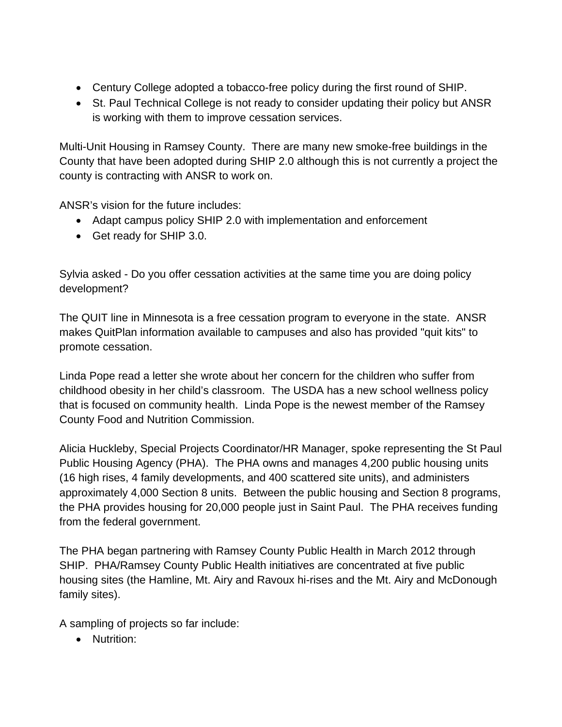- Century College adopted a tobacco-free policy during the first round of SHIP.
- St. Paul Technical College is not ready to consider updating their policy but ANSR is working with them to improve cessation services.

Multi-Unit Housing in Ramsey County. There are many new smoke-free buildings in the County that have been adopted during SHIP 2.0 although this is not currently a project the county is contracting with ANSR to work on.

ANSR's vision for the future includes:

- Adapt campus policy SHIP 2.0 with implementation and enforcement
- Get ready for SHIP 3.0.

Sylvia asked - Do you offer cessation activities at the same time you are doing policy development?

The QUIT line in Minnesota is a free cessation program to everyone in the state. ANSR makes QuitPlan information available to campuses and also has provided "quit kits" to promote cessation.

Linda Pope read a letter she wrote about her concern for the children who suffer from childhood obesity in her child's classroom. The USDA has a new school wellness policy that is focused on community health. Linda Pope is the newest member of the Ramsey County Food and Nutrition Commission.

Alicia Huckleby, Special Projects Coordinator/HR Manager, spoke representing the St Paul Public Housing Agency (PHA). The PHA owns and manages 4,200 public housing units (16 high rises, 4 family developments, and 400 scattered site units), and administers approximately 4,000 Section 8 units. Between the public housing and Section 8 programs, the PHA provides housing for 20,000 people just in Saint Paul. The PHA receives funding from the federal government.

The PHA began partnering with Ramsey County Public Health in March 2012 through SHIP. PHA/Ramsey County Public Health initiatives are concentrated at five public housing sites (the Hamline, Mt. Airy and Ravoux hi-rises and the Mt. Airy and McDonough family sites).

A sampling of projects so far include:

- Nutrition: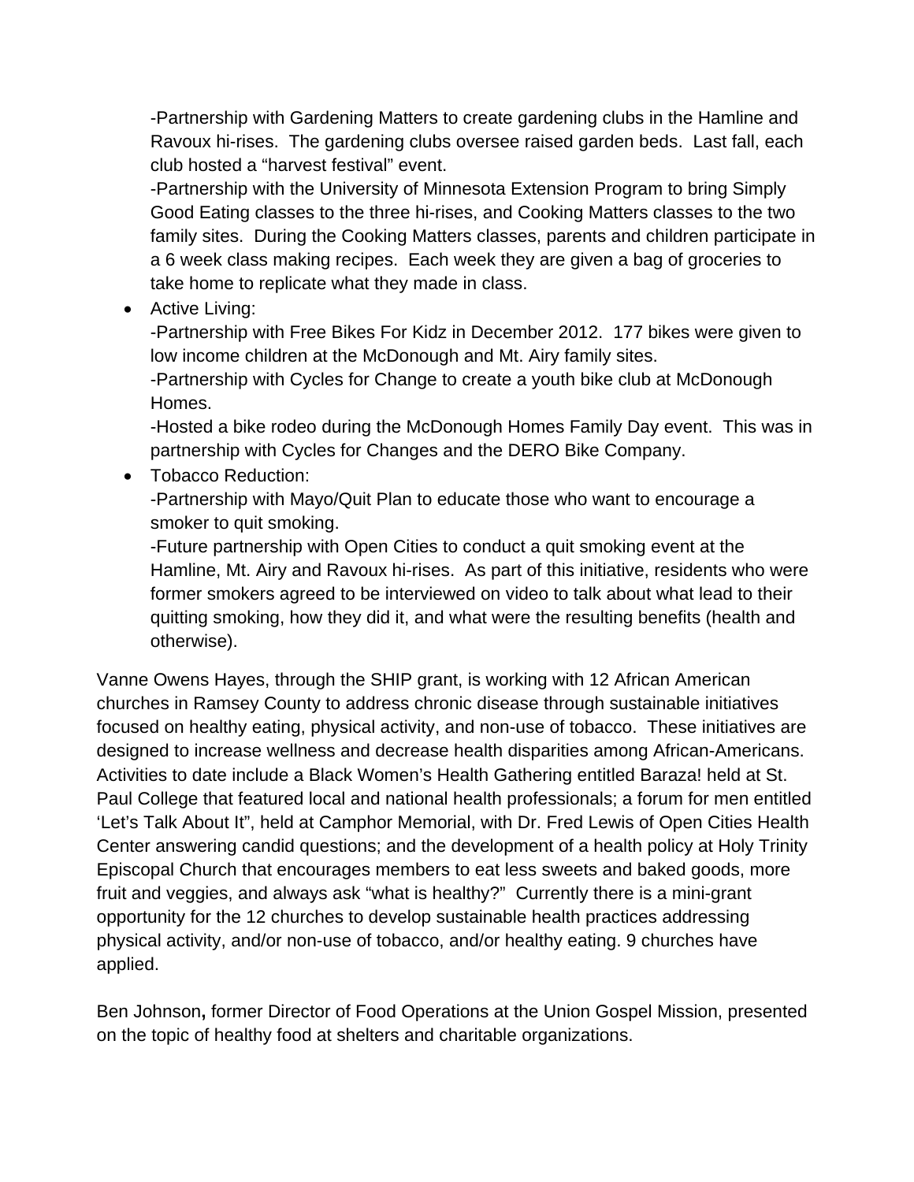-Partnership with Gardening Matters to create gardening clubs in the Hamline and Ravoux hi-rises. The gardening clubs oversee raised garden beds. Last fall, each club hosted a "harvest festival" event.
-Partnership with the University of Minnesota Extension Program to bring Simply Good Eating classes to the three hi-rises, and Cooking Matters classes to the two family sites. During the Cooking Matters classes, parents and children participate in a 6 week class making recipes. Each week they are given a bag of groceries to take home to replicate what they made in class.

- Active Living:
  -Partnership with Free Bikes For Kidz in December 2012. 177 bikes were given to low income children at the McDonough and Mt. Airy family sites.
  -Partnership with Cycles for Change to create a youth bike club at McDonough Homes.
  -Hosted a bike rodeo during the McDonough Homes Family Day event. This was in partnership with Cycles for Changes and the DERO Bike Company.
- Tobacco Reduction:
  -Partnership with Mayo/Quit Plan to educate those who want to encourage a smoker to quit smoking.
  -Future partnership with Open Cities to conduct a quit smoking event at the Hamline, Mt. Airy and Ravoux hi-rises. As part of this initiative, residents who were former smokers agreed to be interviewed on video to talk about what lead to their quitting smoking, how they did it, and what were the resulting benefits (health and otherwise).

Vanne Owens Hayes, through the SHIP grant, is working with 12 African American churches in Ramsey County to address chronic disease through sustainable initiatives focused on healthy eating, physical activity, and non-use of tobacco. These initiatives are designed to increase wellness and decrease health disparities among African-Americans. Activities to date include a Black Women's Health Gathering entitled Baraza! held at St. Paul College that featured local and national health professionals; a forum for men entitled 'Let's Talk About It", held at Camphor Memorial, with Dr. Fred Lewis of Open Cities Health Center answering candid questions; and the development of a health policy at Holy Trinity Episcopal Church that encourages members to eat less sweets and baked goods, more fruit and veggies, and always ask "what is healthy?" Currently there is a mini-grant opportunity for the 12 churches to develop sustainable health practices addressing physical activity, and/or non-use of tobacco, and/or healthy eating. 9 churches have applied.

Ben Johnson**,** former Director of Food Operations at the Union Gospel Mission, presented on the topic of healthy food at shelters and charitable organizations.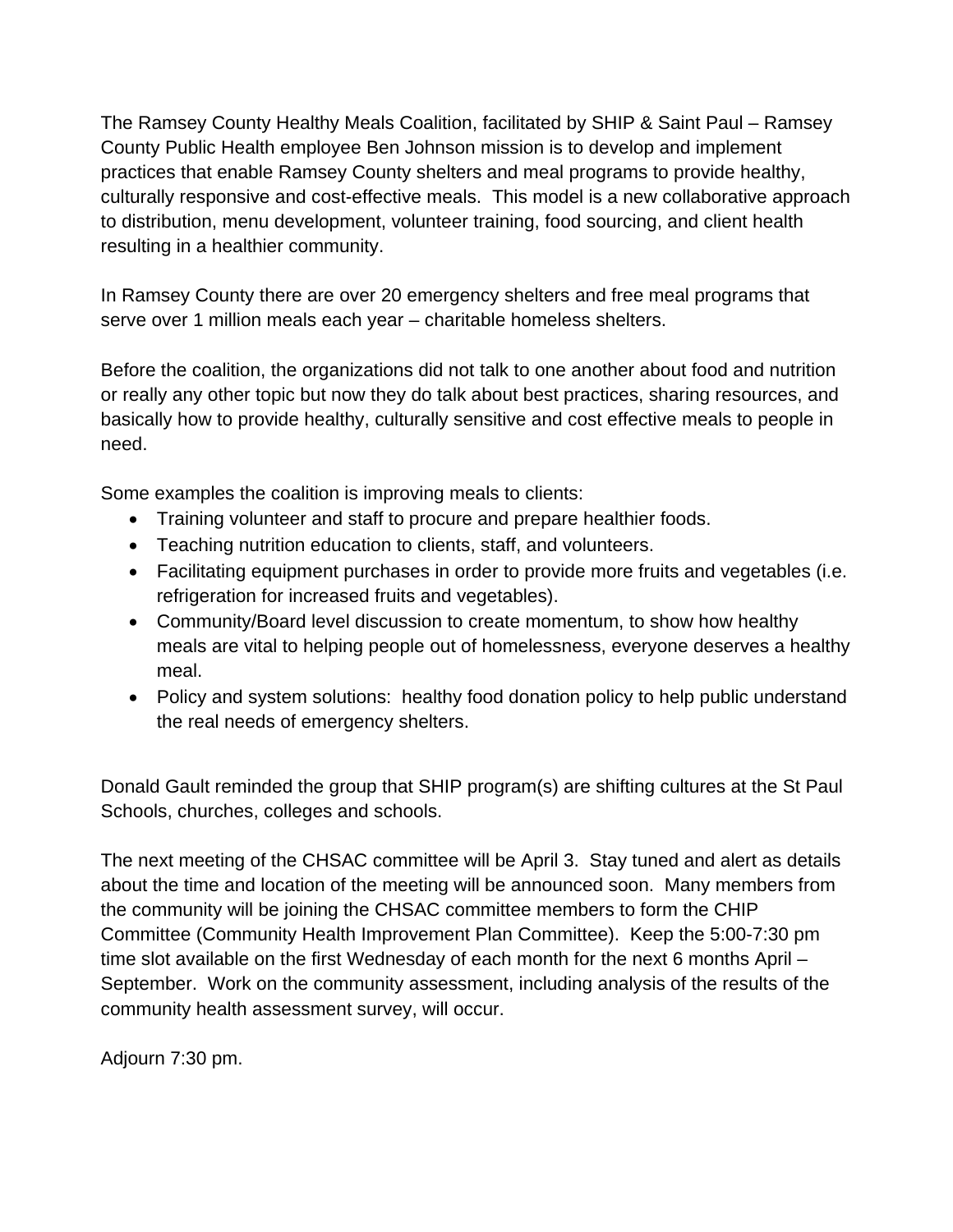The Ramsey County Healthy Meals Coalition, facilitated by SHIP & Saint Paul – Ramsey County Public Health employee Ben Johnson mission is to develop and implement practices that enable Ramsey County shelters and meal programs to provide healthy, culturally responsive and cost-effective meals. This model is a new collaborative approach to distribution, menu development, volunteer training, food sourcing, and client health resulting in a healthier community.

In Ramsey County there are over 20 emergency shelters and free meal programs that serve over 1 million meals each year – charitable homeless shelters.

Before the coalition, the organizations did not talk to one another about food and nutrition or really any other topic but now they do talk about best practices, sharing resources, and basically how to provide healthy, culturally sensitive and cost effective meals to people in need.

Some examples the coalition is improving meals to clients:

- Training volunteer and staff to procure and prepare healthier foods.
- Teaching nutrition education to clients, staff, and volunteers.
- Facilitating equipment purchases in order to provide more fruits and vegetables (i.e. refrigeration for increased fruits and vegetables).
- Community/Board level discussion to create momentum, to show how healthy meals are vital to helping people out of homelessness, everyone deserves a healthy meal.
- Policy and system solutions: healthy food donation policy to help public understand the real needs of emergency shelters.

Donald Gault reminded the group that SHIP program(s) are shifting cultures at the St Paul Schools, churches, colleges and schools.

The next meeting of the CHSAC committee will be April 3. Stay tuned and alert as details about the time and location of the meeting will be announced soon. Many members from the community will be joining the CHSAC committee members to form the CHIP Committee (Community Health Improvement Plan Committee). Keep the 5:00-7:30 pm time slot available on the first Wednesday of each month for the next 6 months April – September. Work on the community assessment, including analysis of the results of the community health assessment survey, will occur.

Adjourn 7:30 pm.